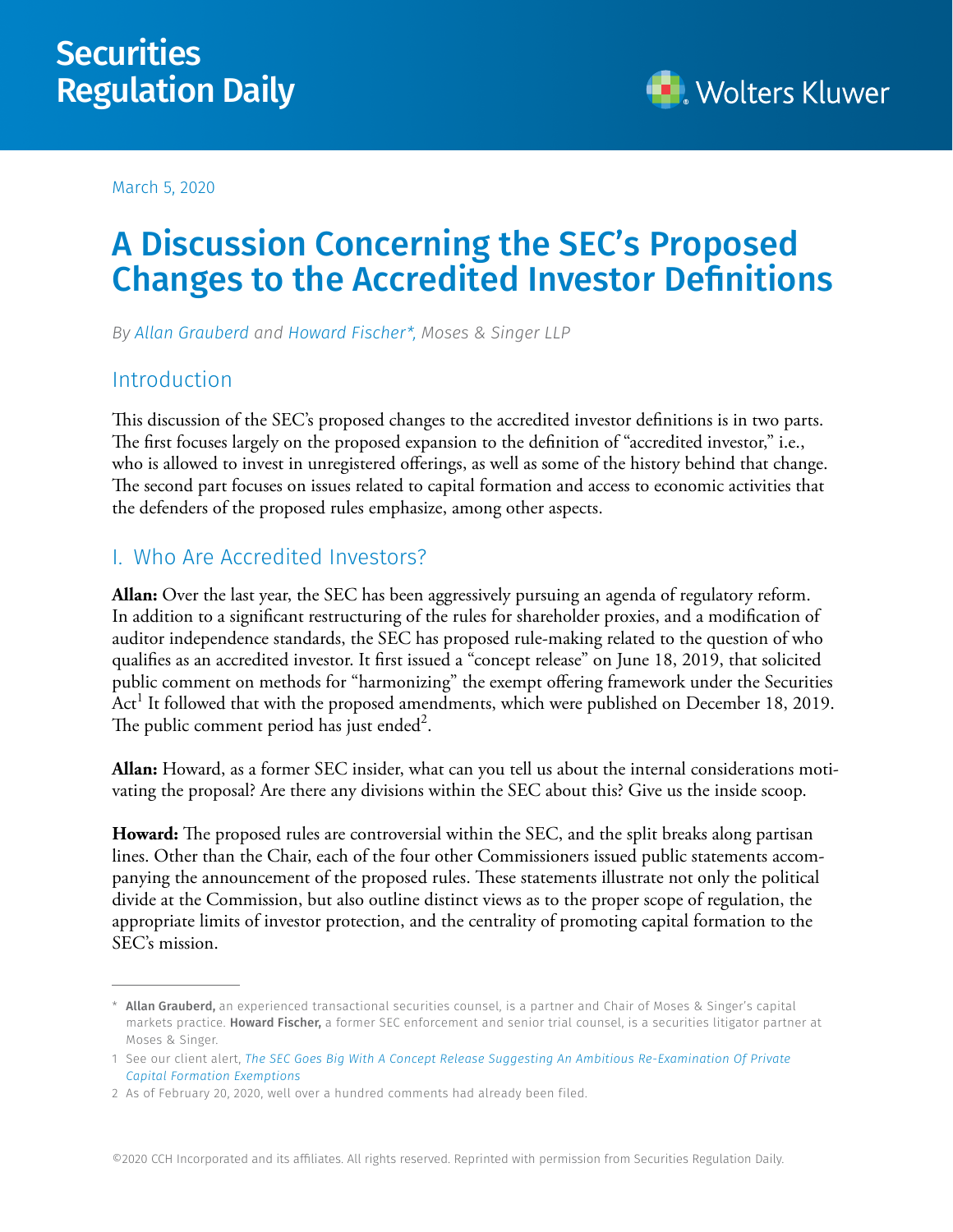Securities Regulation Daily

March 5, 2020

# A Discussion Concerning the SEC's Proposed Changes to the Accredited Investor Definitions

*By Allan Grauberd and Howard Fischer\*, Moses & Singer LLP*

## Introduction

This discussion of the SEC's proposed changes to the accredited investor definitions is in two parts. The first focuses largely on the proposed expansion to the definition of "accredited investor," i.e., who is allowed to invest in unregistered offerings, as well as some of the history behind that change. The second part focuses on issues related to capital formation and access to economic activities that the defenders of the proposed rules emphasize, among other aspects.

## I. Who Are Accredited Investors?

**Allan:** Over the last year, the SEC has been aggressively pursuing an agenda of regulatory reform. In addition to a significant restructuring of the rules for shareholder proxies, and a modification of auditor independence standards, the SEC has proposed rule-making related to the question of who qualifies as an accredited investor. It first issued a "concept release" on June 18, 2019, that solicited public comment on methods for "harmonizing" the exempt offering framework under the Securities Act[1] It followed that with the proposed amendments, which were published on December 18, 2019. The public comment period has just ended[2].

**Allan:** Howard, as a former SEC insider, what can you tell us about the internal considerations motivating the proposal? Are there any divisions within the SEC about this? Give us the inside scoop.

**Howard:** The proposed rules are controversial within the SEC, and the split breaks along partisan lines. Other than the Chair, each of the four other Commissioners issued public statements accompanying the announcement of the proposed rules. These statements illustrate not only the political divide at the Commission, but also outline distinct views as to the proper scope of regulation, the appropriate limits of investor protection, and the centrality of promoting capital formation to the SEC's mission.

---

\* **Allan Grauberd,** an experienced transactional securities counsel, is a partner and Chair of Moses & Singer's capital markets practice. **Howard Fischer,** a former SEC enforcement and senior trial counsel, is a securities litigator partner at Moses & Singer.

1 See our client alert, *The SEC Goes Big With A Concept Release Suggesting An Ambitious Re-Examination Of Private Capital Formation Exemptions*

2 As of February 20, 2020, well over a hundred comments had already been filed.

©2020 CCH Incorporated and its affiliates. All rights reserved. Reprinted with permission from Securities Regulation Daily.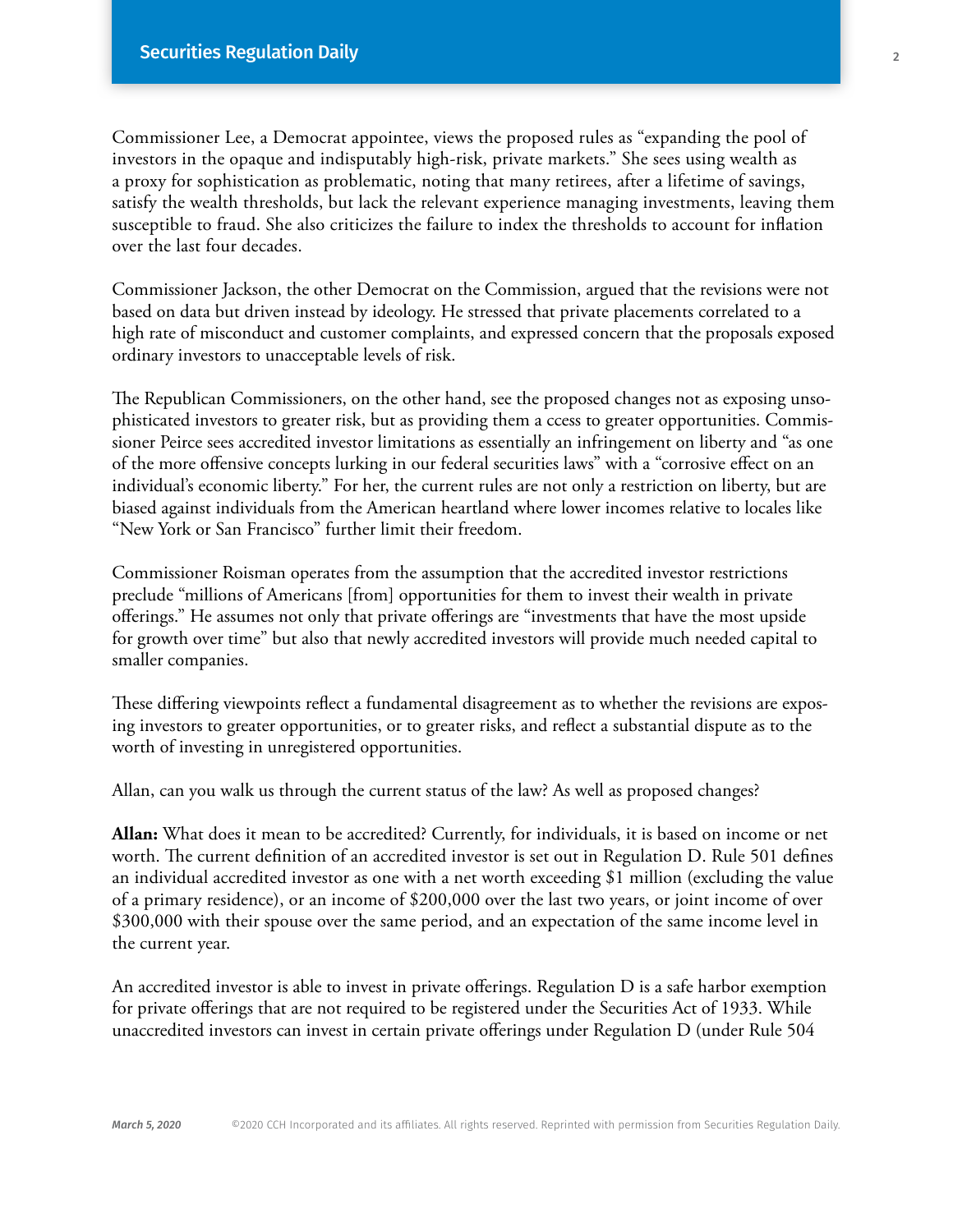Commissioner Lee, a Democrat appointee, views the proposed rules as "expanding the pool of investors in the opaque and indisputably high-risk, private markets." She sees using wealth as a proxy for sophistication as problematic, noting that many retirees, after a lifetime of savings, satisfy the wealth thresholds, but lack the relevant experience managing investments, leaving them susceptible to fraud. She also criticizes the failure to index the thresholds to account for inflation over the last four decades.

Commissioner Jackson, the other Democrat on the Commission, argued that the revisions were not based on data but driven instead by ideology. He stressed that private placements correlated to a high rate of misconduct and customer complaints, and expressed concern that the proposals exposed ordinary investors to unacceptable levels of risk.

The Republican Commissioners, on the other hand, see the proposed changes not as exposing unsophisticated investors to greater risk, but as providing them a ccess to greater opportunities. Commissioner Peirce sees accredited investor limitations as essentially an infringement on liberty and "as one of the more offensive concepts lurking in our federal securities laws" with a "corrosive effect on an individual's economic liberty." For her, the current rules are not only a restriction on liberty, but are biased against individuals from the American heartland where lower incomes relative to locales like "New York or San Francisco" further limit their freedom.

Commissioner Roisman operates from the assumption that the accredited investor restrictions preclude "millions of Americans [from] opportunities for them to invest their wealth in private offerings." He assumes not only that private offerings are "investments that have the most upside for growth over time" but also that newly accredited investors will provide much needed capital to smaller companies.

These differing viewpoints reflect a fundamental disagreement as to whether the revisions are exposing investors to greater opportunities, or to greater risks, and reflect a substantial dispute as to the worth of investing in unregistered opportunities.

Allan, can you walk us through the current status of the law? As well as proposed changes?

**Allan:** What does it mean to be accredited? Currently, for individuals, it is based on income or net worth. The current definition of an accredited investor is set out in Regulation D. Rule 501 defines an individual accredited investor as one with a net worth exceeding $1 million (excluding the value of a primary residence), or an income of $200,000 over the last two years, or joint income of over $300,000 with their spouse over the same period, and an expectation of the same income level in the current year.

An accredited investor is able to invest in private offerings. Regulation D is a safe harbor exemption for private offerings that are not required to be registered under the Securities Act of 1933. While unaccredited investors can invest in certain private offerings under Regulation D (under Rule 504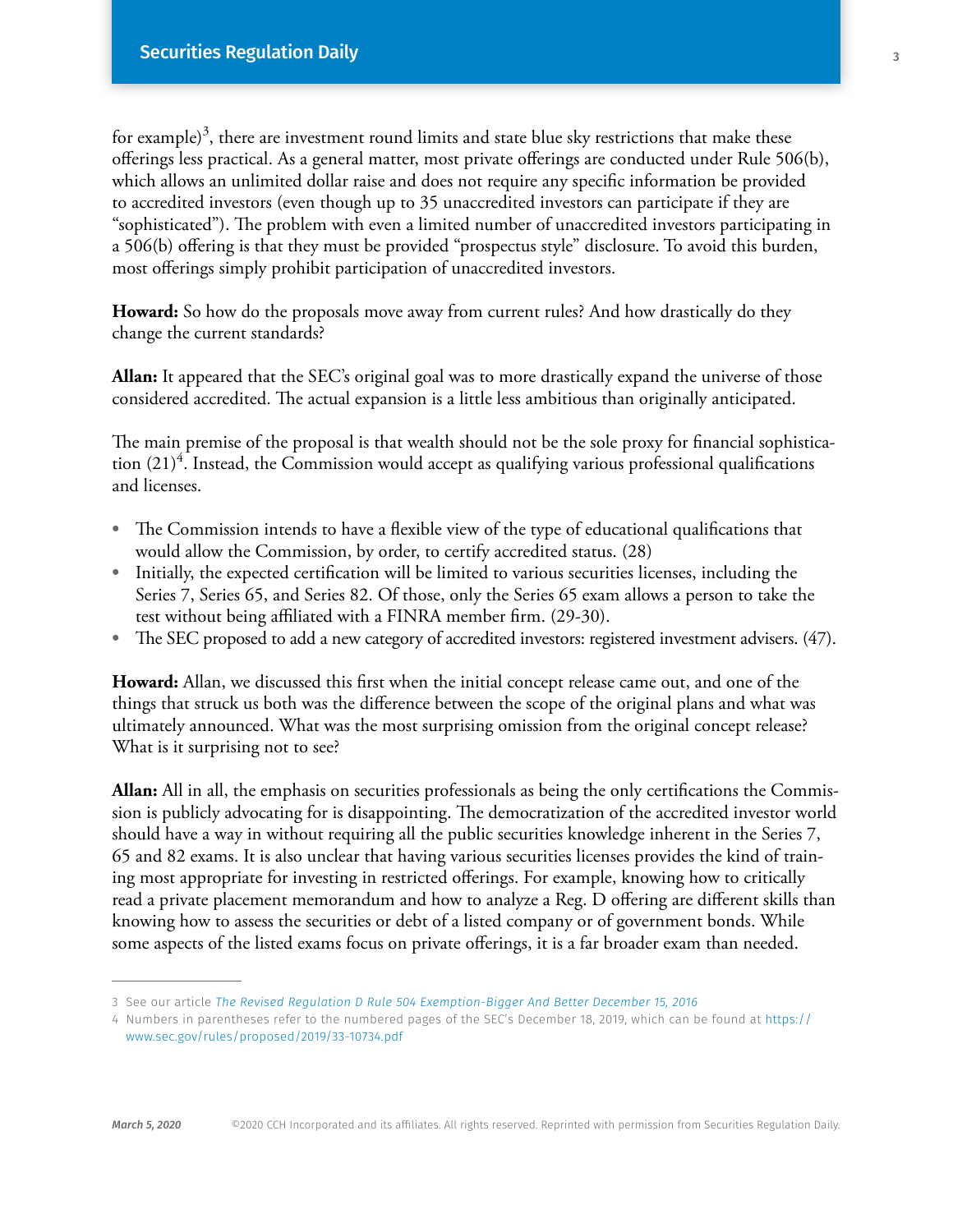for example)[3], there are investment round limits and state blue sky restrictions that make these offerings less practical. As a general matter, most private offerings are conducted under Rule 506(b), which allows an unlimited dollar raise and does not require any specific information be provided to accredited investors (even though up to 35 unaccredited investors can participate if they are "sophisticated"). The problem with even a limited number of unaccredited investors participating in a 506(b) offering is that they must be provided "prospectus style" disclosure. To avoid this burden, most offerings simply prohibit participation of unaccredited investors.

**Howard:** So how do the proposals move away from current rules? And how drastically do they change the current standards?

**Allan:** It appeared that the SEC's original goal was to more drastically expand the universe of those considered accredited. The actual expansion is a little less ambitious than originally anticipated.

The main premise of the proposal is that wealth should not be the sole proxy for financial sophistication (21)[4]. Instead, the Commission would accept as qualifying various professional qualifications and licenses.

- The Commission intends to have a flexible view of the type of educational qualifications that would allow the Commission, by order, to certify accredited status. (28)
- Initially, the expected certification will be limited to various securities licenses, including the Series 7, Series 65, and Series 82. Of those, only the Series 65 exam allows a person to take the test without being affiliated with a FINRA member firm. (29-30).
- The SEC proposed to add a new category of accredited investors: registered investment advisers. (47).

**Howard:** Allan, we discussed this first when the initial concept release came out, and one of the things that struck us both was the difference between the scope of the original plans and what was ultimately announced. What was the most surprising omission from the original concept release? What is it surprising not to see?

**Allan:** All in all, the emphasis on securities professionals as being the only certifications the Commission is publicly advocating for is disappointing. The democratization of the accredited investor world should have a way in without requiring all the public securities knowledge inherent in the Series 7, 65 and 82 exams. It is also unclear that having various securities licenses provides the kind of training most appropriate for investing in restricted offerings. For example, knowing how to critically read a private placement memorandum and how to analyze a Reg. D offering are different skills than knowing how to assess the securities or debt of a listed company or of government bonds. While some aspects of the listed exams focus on private offerings, it is a far broader exam than needed.

---

3 See our article *The Revised Regulation D Rule 504 Exemption-Bigger And Better December 15, 2016*

4 Numbers in parentheses refer to the numbered pages of the SEC's December 18, 2019, which can be found at https://www.sec.gov/rules/proposed/2019/33-10734.pdf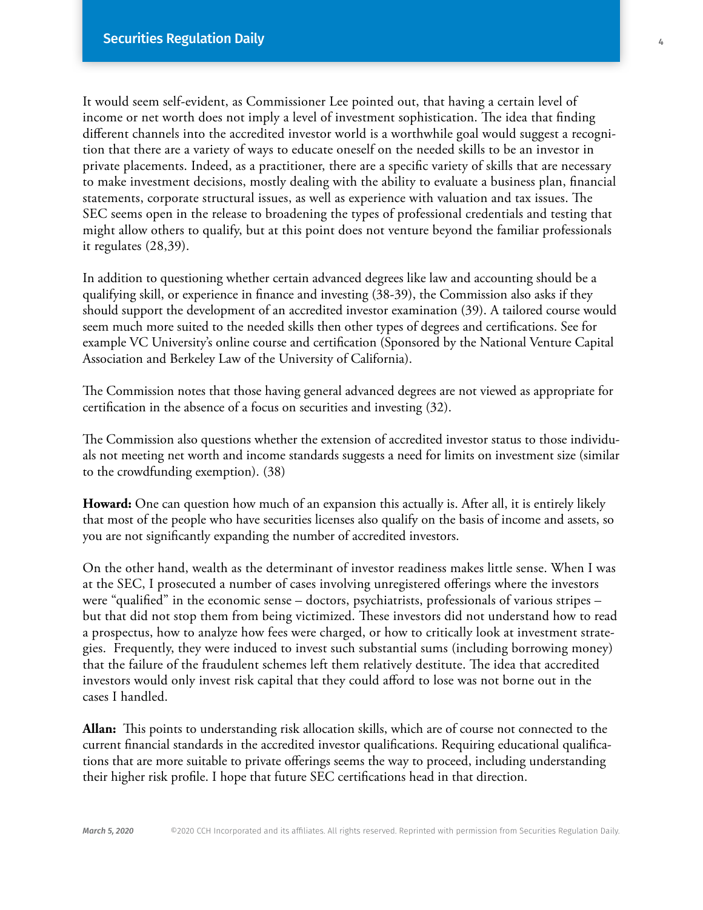It would seem self-evident, as Commissioner Lee pointed out, that having a certain level of income or net worth does not imply a level of investment sophistication. The idea that finding different channels into the accredited investor world is a worthwhile goal would suggest a recognition that there are a variety of ways to educate oneself on the needed skills to be an investor in private placements. Indeed, as a practitioner, there are a specific variety of skills that are necessary to make investment decisions, mostly dealing with the ability to evaluate a business plan, financial statements, corporate structural issues, as well as experience with valuation and tax issues. The SEC seems open in the release to broadening the types of professional credentials and testing that might allow others to qualify, but at this point does not venture beyond the familiar professionals it regulates (28,39).

In addition to questioning whether certain advanced degrees like law and accounting should be a qualifying skill, or experience in finance and investing (38-39), the Commission also asks if they should support the development of an accredited investor examination (39). A tailored course would seem much more suited to the needed skills then other types of degrees and certifications. See for example VC University's online course and certification (Sponsored by the National Venture Capital Association and Berkeley Law of the University of California).

The Commission notes that those having general advanced degrees are not viewed as appropriate for certification in the absence of a focus on securities and investing (32).

The Commission also questions whether the extension of accredited investor status to those individuals not meeting net worth and income standards suggests a need for limits on investment size (similar to the crowdfunding exemption). (38)

**Howard:** One can question how much of an expansion this actually is. After all, it is entirely likely that most of the people who have securities licenses also qualify on the basis of income and assets, so you are not significantly expanding the number of accredited investors.

On the other hand, wealth as the determinant of investor readiness makes little sense. When I was at the SEC, I prosecuted a number of cases involving unregistered offerings where the investors were "qualified" in the economic sense – doctors, psychiatrists, professionals of various stripes – but that did not stop them from being victimized. These investors did not understand how to read a prospectus, how to analyze how fees were charged, or how to critically look at investment strategies. Frequently, they were induced to invest such substantial sums (including borrowing money) that the failure of the fraudulent schemes left them relatively destitute. The idea that accredited investors would only invest risk capital that they could afford to lose was not borne out in the cases I handled.

**Allan:** This points to understanding risk allocation skills, which are of course not connected to the current financial standards in the accredited investor qualifications. Requiring educational qualifications that are more suitable to private offerings seems the way to proceed, including understanding their higher risk profile. I hope that future SEC certifications head in that direction.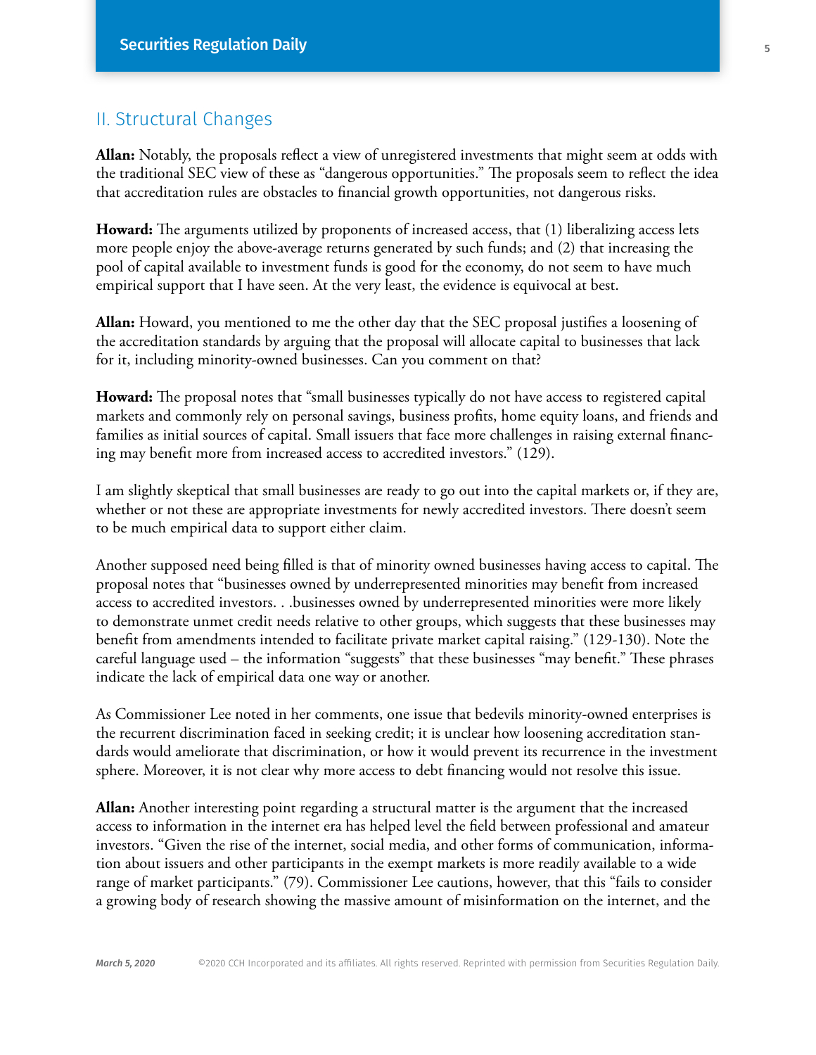## II. Structural Changes

**Allan:** Notably, the proposals reflect a view of unregistered investments that might seem at odds with the traditional SEC view of these as "dangerous opportunities." The proposals seem to reflect the idea that accreditation rules are obstacles to financial growth opportunities, not dangerous risks.

**Howard:** The arguments utilized by proponents of increased access, that (1) liberalizing access lets more people enjoy the above-average returns generated by such funds; and (2) that increasing the pool of capital available to investment funds is good for the economy, do not seem to have much empirical support that I have seen. At the very least, the evidence is equivocal at best.

**Allan:** Howard, you mentioned to me the other day that the SEC proposal justifies a loosening of the accreditation standards by arguing that the proposal will allocate capital to businesses that lack for it, including minority-owned businesses. Can you comment on that?

**Howard:** The proposal notes that "small businesses typically do not have access to registered capital markets and commonly rely on personal savings, business profits, home equity loans, and friends and families as initial sources of capital. Small issuers that face more challenges in raising external financing may benefit more from increased access to accredited investors." (129).

I am slightly skeptical that small businesses are ready to go out into the capital markets or, if they are, whether or not these are appropriate investments for newly accredited investors. There doesn't seem to be much empirical data to support either claim.

Another supposed need being filled is that of minority owned businesses having access to capital. The proposal notes that "businesses owned by underrepresented minorities may benefit from increased access to accredited investors. . .businesses owned by underrepresented minorities were more likely to demonstrate unmet credit needs relative to other groups, which suggests that these businesses may benefit from amendments intended to facilitate private market capital raising." (129-130). Note the careful language used – the information "suggests" that these businesses "may benefit." These phrases indicate the lack of empirical data one way or another.

As Commissioner Lee noted in her comments, one issue that bedevils minority-owned enterprises is the recurrent discrimination faced in seeking credit; it is unclear how loosening accreditation standards would ameliorate that discrimination, or how it would prevent its recurrence in the investment sphere. Moreover, it is not clear why more access to debt financing would not resolve this issue.

**Allan:** Another interesting point regarding a structural matter is the argument that the increased access to information in the internet era has helped level the field between professional and amateur investors. "Given the rise of the internet, social media, and other forms of communication, information about issuers and other participants in the exempt markets is more readily available to a wide range of market participants." (79). Commissioner Lee cautions, however, that this "fails to consider a growing body of research showing the massive amount of misinformation on the internet, and the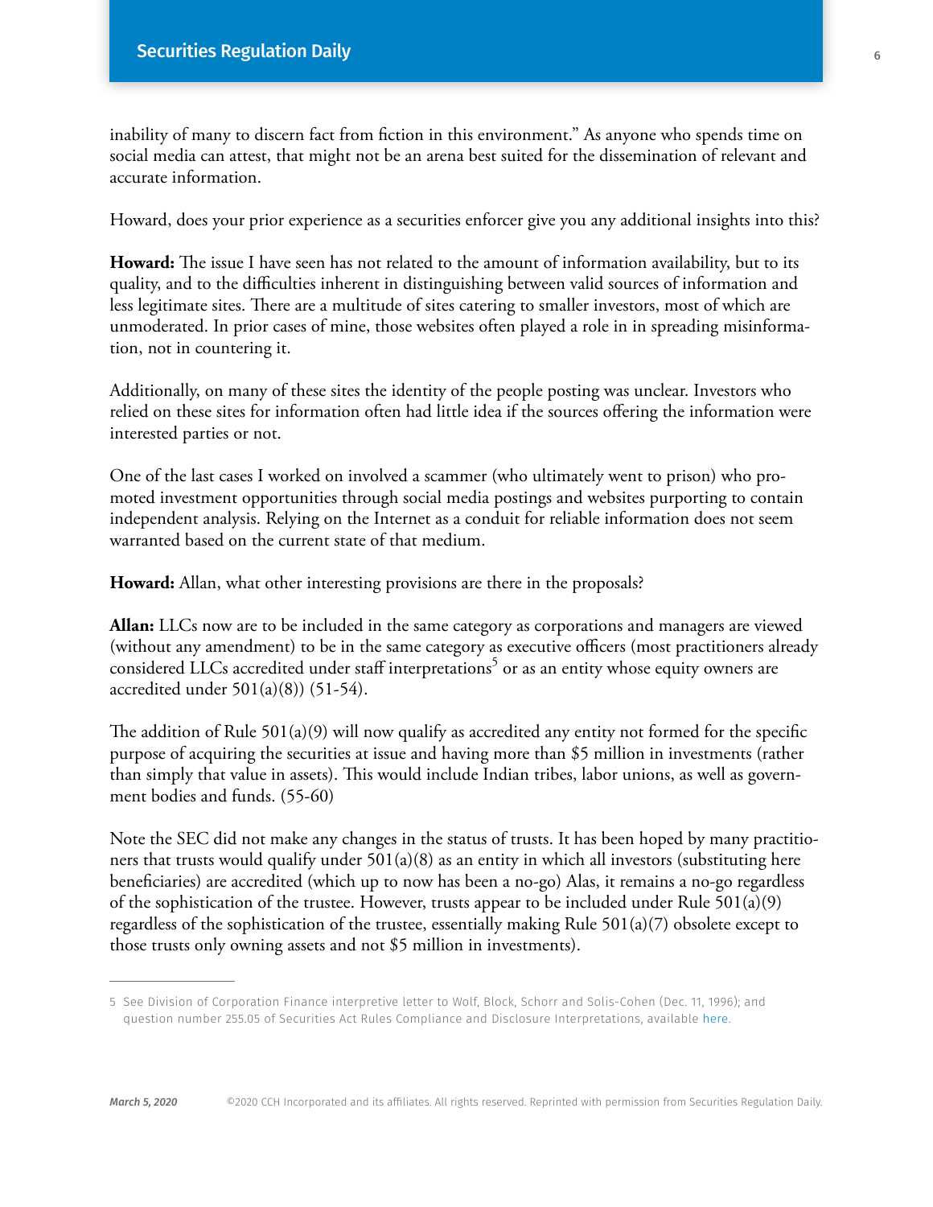inability of many to discern fact from fiction in this environment." As anyone who spends time on social media can attest, that might not be an arena best suited for the dissemination of relevant and accurate information.

Howard, does your prior experience as a securities enforcer give you any additional insights into this?

**Howard:** The issue I have seen has not related to the amount of information availability, but to its quality, and to the difficulties inherent in distinguishing between valid sources of information and less legitimate sites. There are a multitude of sites catering to smaller investors, most of which are unmoderated. In prior cases of mine, those websites often played a role in in spreading misinformation, not in countering it.

Additionally, on many of these sites the identity of the people posting was unclear. Investors who relied on these sites for information often had little idea if the sources offering the information were interested parties or not.

One of the last cases I worked on involved a scammer (who ultimately went to prison) who promoted investment opportunities through social media postings and websites purporting to contain independent analysis. Relying on the Internet as a conduit for reliable information does not seem warranted based on the current state of that medium.

**Howard:** Allan, what other interesting provisions are there in the proposals?

**Allan:** LLCs now are to be included in the same category as corporations and managers are viewed (without any amendment) to be in the same category as executive officers (most practitioners already considered LLCs accredited under staff interpretations[5] or as an entity whose equity owners are accredited under 501(a)(8)) (51-54).

The addition of Rule 501(a)(9) will now qualify as accredited any entity not formed for the specific purpose of acquiring the securities at issue and having more than $5 million in investments (rather than simply that value in assets). This would include Indian tribes, labor unions, as well as government bodies and funds. (55-60)

Note the SEC did not make any changes in the status of trusts. It has been hoped by many practitioners that trusts would qualify under 501(a)(8) as an entity in which all investors (substituting here beneficiaries) are accredited (which up to now has been a no-go) Alas, it remains a no-go regardless of the sophistication of the trustee. However, trusts appear to be included under Rule 501(a)(9) regardless of the sophistication of the trustee, essentially making Rule 501(a)(7) obsolete except to those trusts only owning assets and not $5 million in investments).

---

5 See Division of Corporation Finance interpretive letter to Wolf, Block, Schorr and Solis-Cohen (Dec. 11, 1996); and question number 255.05 of Securities Act Rules Compliance and Disclosure Interpretations, available here.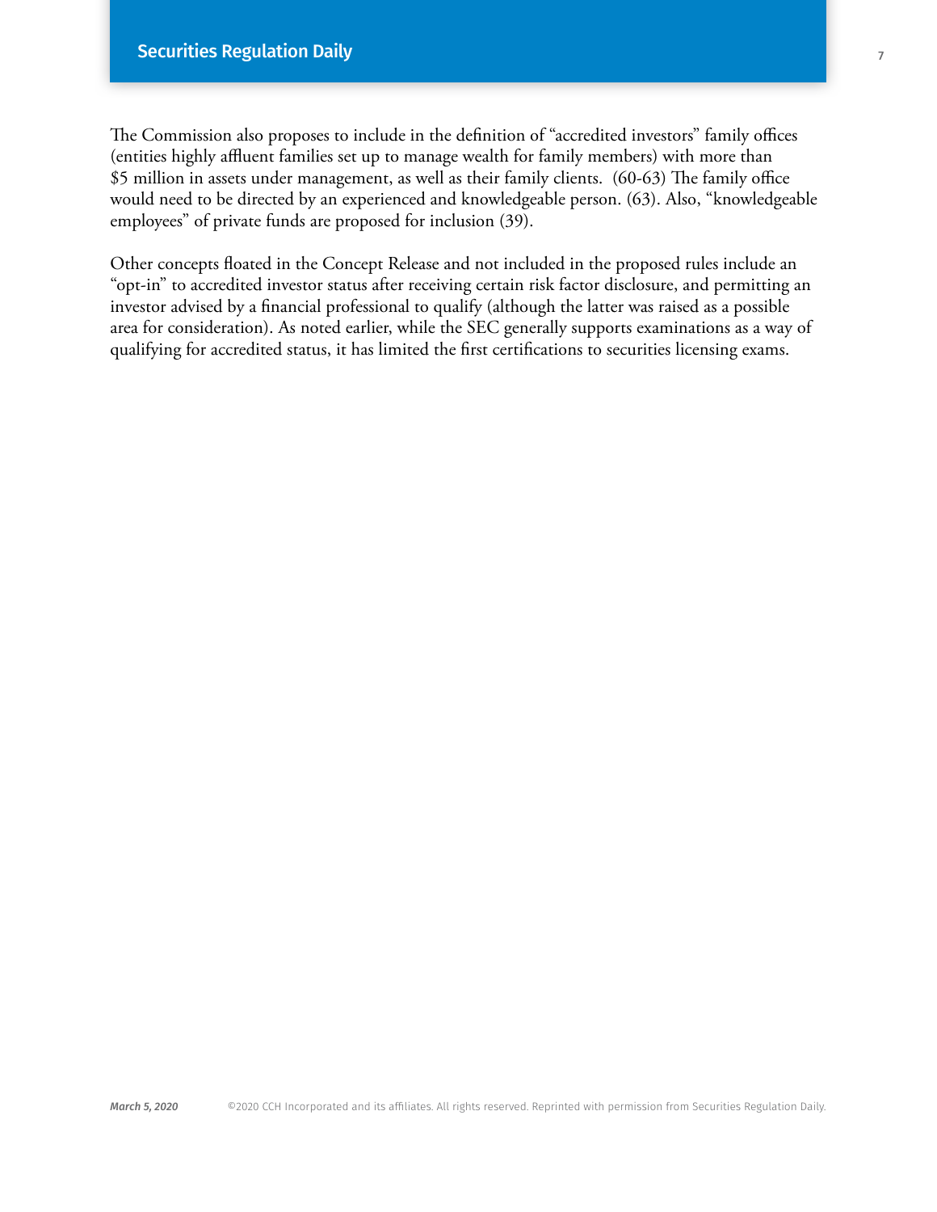The Commission also proposes to include in the definition of "accredited investors" family offices (entities highly affluent families set up to manage wealth for family members) with more than $5 million in assets under management, as well as their family clients.  (60-63) The family office would need to be directed by an experienced and knowledgeable person. (63). Also, "knowledgeable employees" of private funds are proposed for inclusion (39).

Other concepts floated in the Concept Release and not included in the proposed rules include an "opt-in" to accredited investor status after receiving certain risk factor disclosure, and permitting an investor advised by a financial professional to qualify (although the latter was raised as a possible area for consideration). As noted earlier, while the SEC generally supports examinations as a way of qualifying for accredited status, it has limited the first certifications to securities licensing exams.